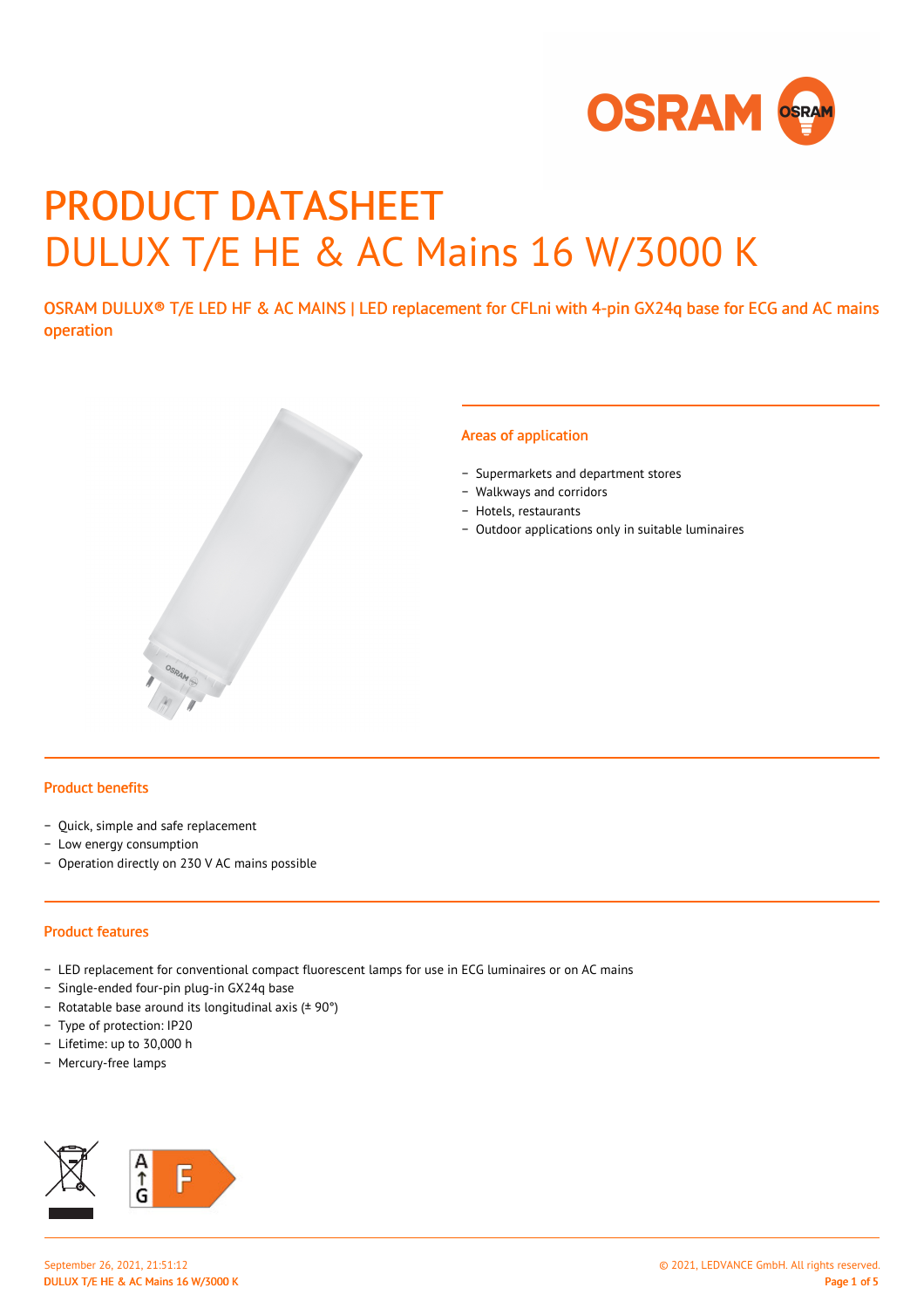# PRODUCT DATASHEET

# DULUX T/E HE & AC Mains 16 W/3000 K

OSRAM DULUX® T/E LED HF & AC MAINS | LED replacement for CFLni with 4-pin GX24q base for ECG and AC mains operation

## Areas of application

- Supermarkets and department stores
- Walkways and corridors
- Hotels, restaurants
- Outdoor applications only in suitable luminaires

## Product benefits

- Quick, simple and safe replacement
- Low energy consumption
- Operation directly on 230 V AC mains possible

## Product features

- LED replacement for conventional compact fluorescent lamps for use in ECG luminaires or on AC mains
- Single-ended four-pin plug-in GX24q base
- Rotatable base around its longitudinal axis (± 90°)
- Type of protection: IP20
- Lifetime: up to 30,000 h
- Mercury-free lamps

A → G F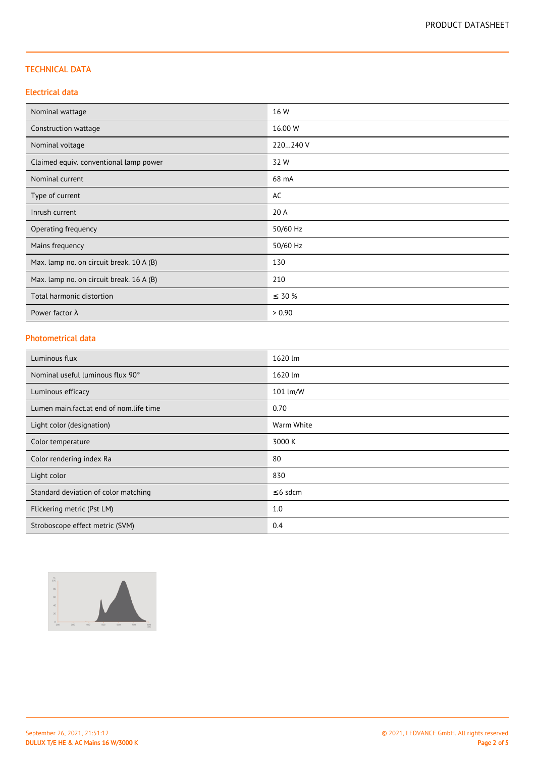## TECHNICAL DATA

### Electrical data

| | |
|---|---|
| Nominal wattage | 16 W |
| Construction wattage | 16.00 W |
| Nominal voltage | 220…240 V |
| Claimed equiv. conventional lamp power | 32 W |
| Nominal current | 68 mA |
| Type of current | AC |
| Inrush current | 20 A |
| Operating frequency | 50/60 Hz |
| Mains frequency | 50/60 Hz |
| Max. lamp no. on circuit break. 10 A (B) | 130 |
| Max. lamp no. on circuit break. 16 A (B) | 210 |
| Total harmonic distortion | ≤ 30 % |
| Power factor λ | > 0.90 |

### Photometrical data

| | |
|---|---|
| Luminous flux | 1620 lm |
| Nominal useful luminous flux 90° | 1620 lm |
| Luminous efficacy | 101 lm/W |
| Lumen main.fact.at end of nom.life time | 0.70 |
| Light color (designation) | Warm White |
| Color temperature | 3000 K |
| Color rendering index Ra | 80 |
| Light color | 830 |
| Standard deviation of color matching | ≤6 sdcm |
| Flickering metric (Pst LM) | 1.0 |
| Stroboscope effect metric (SVM) | 0.4 |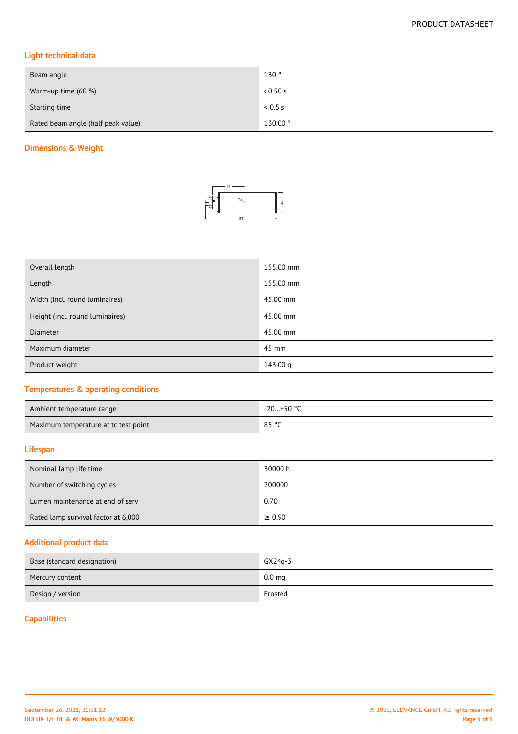## Light technical data

| | |
|---|---|
| Beam angle | 130 ° |
| Warm-up time (60 %) | ‹ 0.50 s |
| Starting time | < 0.5 s |
| Rated beam angle (half peak value) | 130.00 ° |

## Dimensions & Weight

| | |
|---|---|
| Overall length | 155.00 mm |
| Length | 155.00 mm |
| Width (incl. round luminaires) | 45.00 mm |
| Height (incl. round luminaires) | 45.00 mm |
| Diameter | 45.00 mm |
| Maximum diameter | 45 mm |
| Product weight | 143.00 g |

## Temperatures & operating conditions

| | |
|---|---|
| Ambient temperature range | -20…+50 °C |
| Maximum temperature at tc test point | 85 °C |

## Lifespan

| | |
|---|---|
| Nominal lamp life time | 30000 h |
| Number of switching cycles | 200000 |
| Lumen maintenance at end of serv | 0.70 |
| Rated lamp survival factor at 6,000 | ≥ 0.90 |

## Additional product data

| | |
|---|---|
| Base (standard designation) | GX24q-3 |
| Mercury content | 0.0 mg |
| Design / version | Frosted |

## Capabilities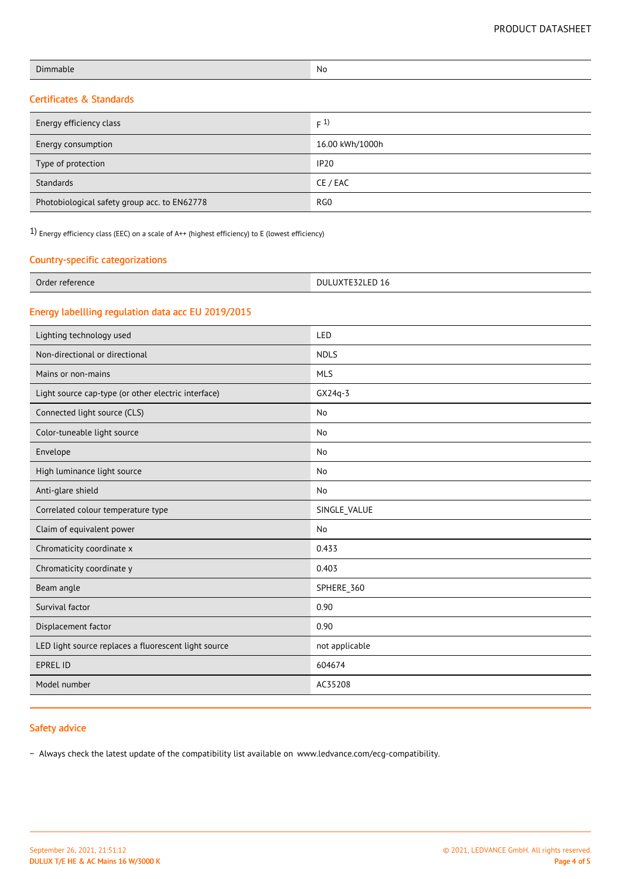| Dimmable | No |
|---|---|

## Certificates & Standards

| Energy efficiency class | F [1] |
|---|---|
| Energy consumption | 16.00 kWh/1000h |
| Type of protection | IP20 |
| Standards | CE / EAC |
| Photobiological safety group acc. to EN62778 | RG0 |

1) Energy efficiency class (EEC) on a scale of A++ (highest efficiency) to E (lowest efficiency)

## Country-specific categorizations

| Order reference | DULUXTE32LED 16 |
|---|---|

## Energy labellling regulation data acc EU 2019/2015

| Lighting technology used | LED |
|---|---|
| Non-directional or directional | NDLS |
| Mains or non-mains | MLS |
| Light source cap-type (or other electric interface) | GX24q-3 |
| Connected light source (CLS) | No |
| Color-tuneable light source | No |
| Envelope | No |
| High luminance light source | No |
| Anti-glare shield | No |
| Correlated colour temperature type | SINGLE_VALUE |
| Claim of equivalent power | No |
| Chromaticity coordinate x | 0.433 |
| Chromaticity coordinate y | 0.403 |
| Beam angle | SPHERE_360 |
| Survival factor | 0.90 |
| Displacement factor | 0.90 |
| LED light source replaces a fluorescent light source | not applicable |
| EPREL ID | 604674 |
| Model number | AC35208 |

## Safety advice

- Always check the latest update of the compatibility list available on www.ledvance.com/ecg-compatibility.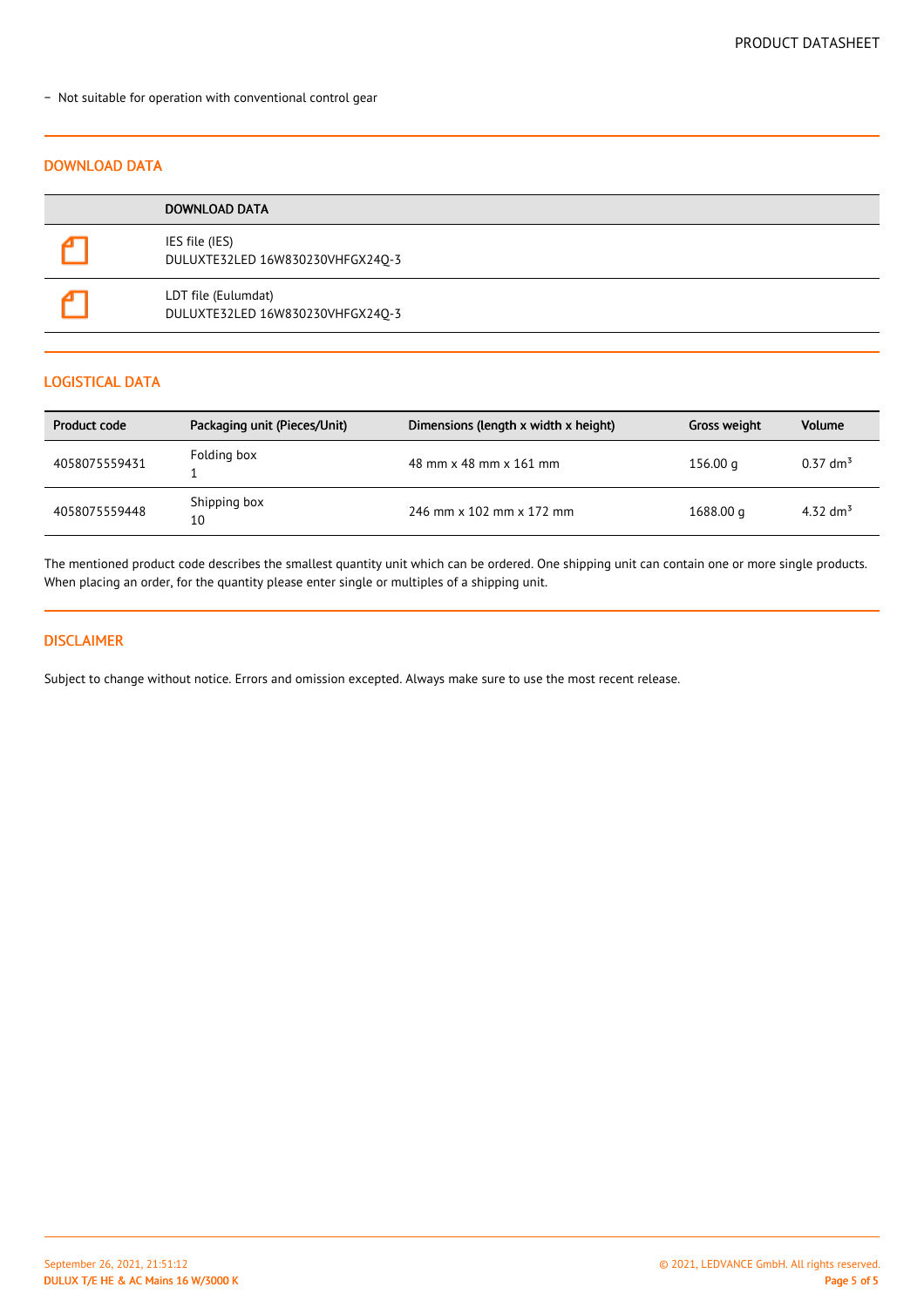- Not suitable for operation with conventional control gear

## DOWNLOAD DATA

| | DOWNLOAD DATA |
|---|---|
| | IES file (IES)<br>DULUXTE32LED 16W830230VHFGX24Q-3 |
| | LDT file (Eulumdat)<br>DULUXTE32LED 16W830230VHFGX24Q-3 |

## LOGISTICAL DATA

| Product code | Packaging unit (Pieces/Unit) | Dimensions (length x width x height) | Gross weight | Volume |
|---|---|---|---|---|
| 4058075559431 | Folding box<br>1 | 48 mm x 48 mm x 161 mm | 156.00 g | 0.37 $dm^3$ |
| 4058075559448 | Shipping box<br>10 | 246 mm x 102 mm x 172 mm | 1688.00 g | 4.32 $dm^3$ |

The mentioned product code describes the smallest quantity unit which can be ordered. One shipping unit can contain one or more single products. When placing an order, for the quantity please enter single or multiples of a shipping unit.

## DISCLAIMER

Subject to change without notice. Errors and omission excepted. Always make sure to use the most recent release.